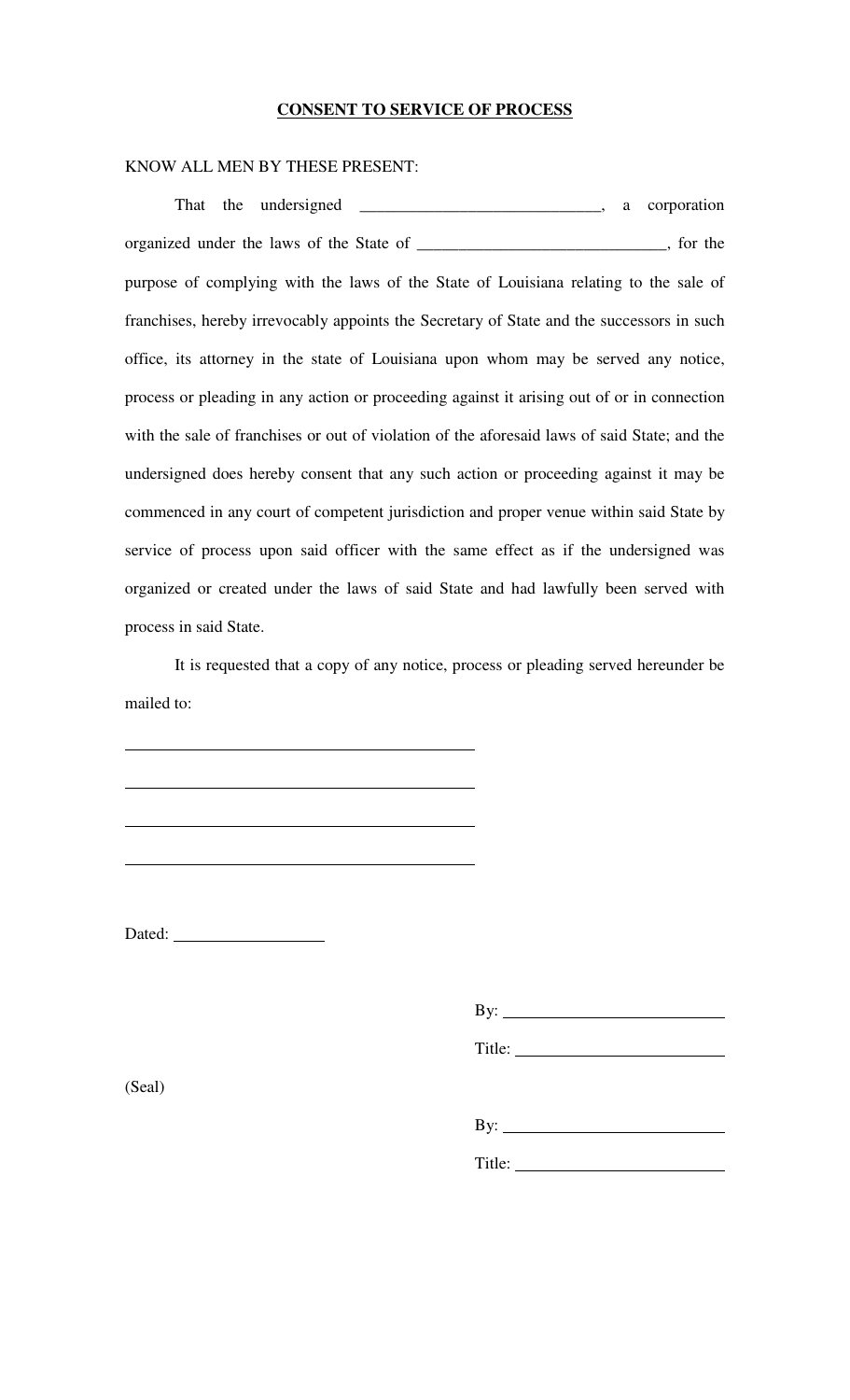**CONSENT TO SERVICE OF PROCESS**

KNOW ALL MEN BY THESE PRESENT:

That the undersigned ____________________________, a corporation organized under the laws of the State of ______________________________, for the purpose of complying with the laws of the State of Louisiana relating to the sale of franchises, hereby irrevocably appoints the Secretary of State and the successors in such office, its attorney in the state of Louisiana upon whom may be served any notice, process or pleading in any action or proceeding against it arising out of or in connection with the sale of franchises or out of violation of the aforesaid laws of said State; and the undersigned does hereby consent that any such action or proceeding against it may be commenced in any court of competent jurisdiction and proper venue within said State by service of process upon said officer with the same effect as if the undersigned was organized or created under the laws of said State and had lawfully been served with process in said State.

It is requested that a copy of any notice, process or pleading served hereunder be mailed to:

______________________________________

______________________________________

______________________________________

______________________________________

Dated: ________________

By: __________________________

Title: ________________________

(Seal)

By: __________________________

Title: ________________________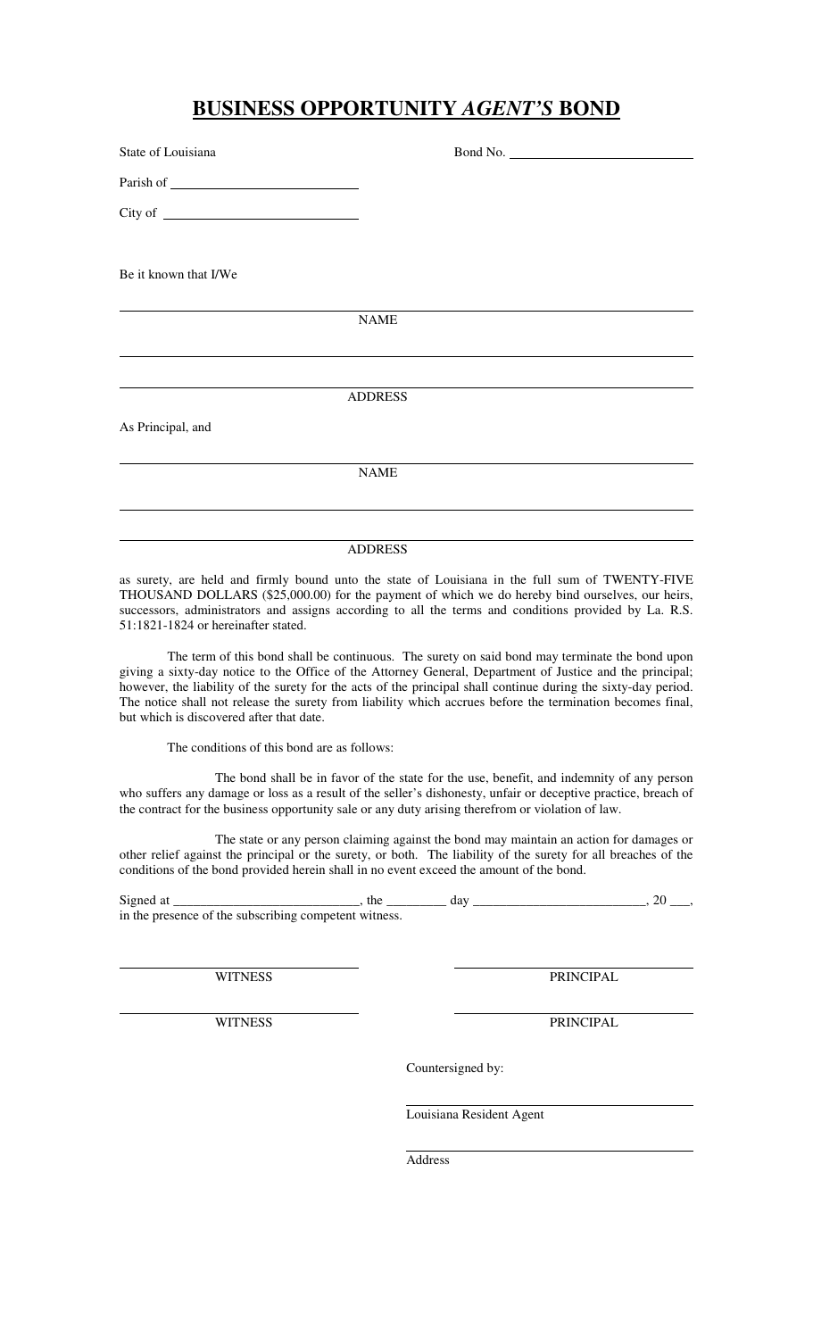# BUSINESS OPPORTUNITY *AGENT'S* BOND

State of Louisiana Bond No. ______________________

Parish of ______________________

City of ______________________

Be it known that I/We

______________________________________________

NAME

______________________________________________

______________________________________________

ADDRESS

As Principal, and

______________________________________________

NAME

______________________________________________

______________________________________________

ADDRESS

as surety, are held and firmly bound unto the state of Louisiana in the full sum of TWENTY-FIVE THOUSAND DOLLARS ($25,000.00) for the payment of which we do hereby bind ourselves, our heirs, successors, administrators and assigns according to all the terms and conditions provided by La. R.S. 51:1821-1824 or hereinafter stated.

The term of this bond shall be continuous. The surety on said bond may terminate the bond upon giving a sixty-day notice to the Office of the Attorney General, Department of Justice and the principal; however, the liability of the surety for the acts of the principal shall continue during the sixty-day period. The notice shall not release the surety from liability which accrues before the termination becomes final, but which is discovered after that date.

The conditions of this bond are as follows:

The bond shall be in favor of the state for the use, benefit, and indemnity of any person who suffers any damage or loss as a result of the seller's dishonesty, unfair or deceptive practice, breach of the contract for the business opportunity sale or any duty arising therefrom or violation of law.

The state or any person claiming against the bond may maintain an action for damages or other relief against the principal or the surety, or both. The liability of the surety for all breaches of the conditions of the bond provided herein shall in no event exceed the amount of the bond.

Signed at ____________________________, the _________ day __________________________, 20 ___, in the presence of the subscribing competent witness.

______________________ ______________________

WITNESS PRINCIPAL

______________________ ______________________

WITNESS PRINCIPAL

Countersigned by:

______________________

Louisiana Resident Agent

______________________

Address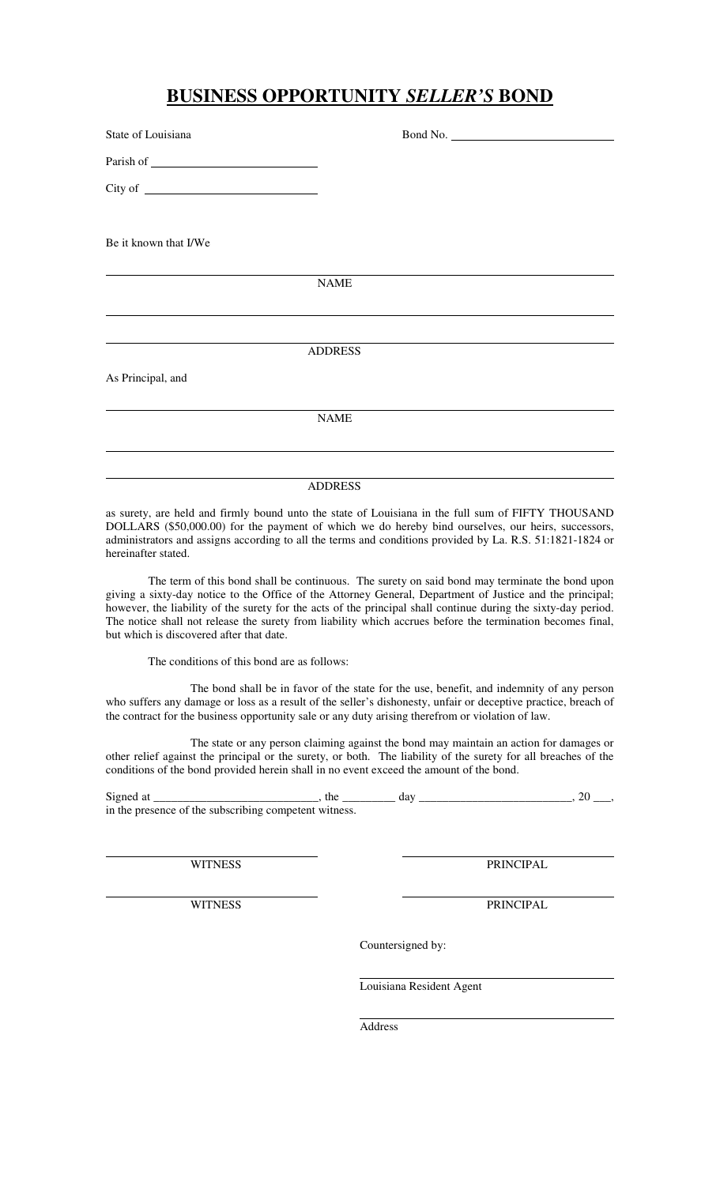# BUSINESS OPPORTUNITY ***SELLER'S*** BOND

State of Louisiana

Bond No. ______________________

Parish of ______________________

City of ______________________

Be it known that I/We

______________________________________________________________________

NAME

______________________________________________________________________

______________________________________________________________________

ADDRESS

As Principal, and

______________________________________________________________________

NAME

______________________________________________________________________

______________________________________________________________________

ADDRESS

as surety, are held and firmly bound unto the state of Louisiana in the full sum of FIFTY THOUSAND DOLLARS ($50,000.00) for the payment of which we do hereby bind ourselves, our heirs, successors, administrators and assigns according to all the terms and conditions provided by La. R.S. 51:1821-1824 or hereinafter stated.

The term of this bond shall be continuous. The surety on said bond may terminate the bond upon giving a sixty-day notice to the Office of the Attorney General, Department of Justice and the principal; however, the liability of the surety for the acts of the principal shall continue during the sixty-day period. The notice shall not release the surety from liability which accrues before the termination becomes final, but which is discovered after that date.

The conditions of this bond are as follows:

The bond shall be in favor of the state for the use, benefit, and indemnity of any person who suffers any damage or loss as a result of the seller's dishonesty, unfair or deceptive practice, breach of the contract for the business opportunity sale or any duty arising therefrom or violation of law.

The state or any person claiming against the bond may maintain an action for damages or other relief against the principal or the surety, or both. The liability of the surety for all breaches of the conditions of the bond provided herein shall in no event exceed the amount of the bond.

Signed at ____________________________, the _________ day __________________________, 20 ___, in the presence of the subscribing competent witness.

______________________ WITNESS ______________________ PRINCIPAL

______________________ WITNESS ______________________ PRINCIPAL

Countersigned by:

______________________

Louisiana Resident Agent

______________________

Address